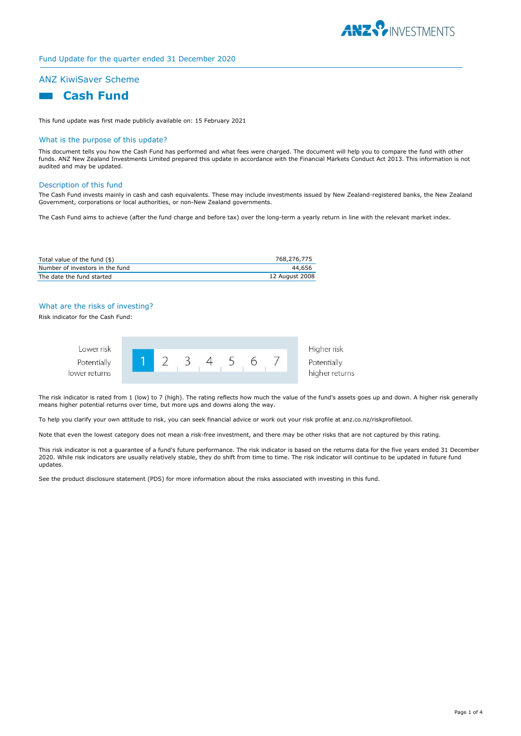Fund Update for the quarter ended 31 December 2020

## ANZ KiwiSaver Scheme

# Cash Fund

This fund update was first made publicly available on: 15 February 2021

## What is the purpose of this update?

This document tells you how the Cash Fund has performed and what fees were charged. The document will help you to compare the fund with other funds. ANZ New Zealand Investments Limited prepared this update in accordance with the Financial Markets Conduct Act 2013. This information is not audited and may be updated.

## Description of this fund

The Cash Fund invests mainly in cash and cash equivalents. These may include investments issued by New Zealand-registered banks, the New Zealand Government, corporations or local authorities, or non-New Zealand governments.

The Cash Fund aims to achieve (after the fund charge and before tax) over the long-term a yearly return in line with the relevant market index.

| | |
|---|---|
| Total value of the fund ($) | 768,276,775 |
| Number of investors in the fund | 44,656 |
| The date the fund started | 12 August 2008 |

## What are the risks of investing?

Risk indicator for the Cash Fund:

| Lower risk<br>Potentially lower returns | **1** | 2 | 3 | 4 | 5 | 6 | 7 | Higher risk<br>Potentially higher returns |
|---|---|---|---|---|---|---|---|---|

The risk indicator is rated from 1 (low) to 7 (high). The rating reflects how much the value of the fund's assets goes up and down. A higher risk generally means higher potential returns over time, but more ups and downs along the way.

To help you clarify your own attitude to risk, you can seek financial advice or work out your risk profile at anz.co.nz/riskprofiletool.

Note that even the lowest category does not mean a risk-free investment, and there may be other risks that are not captured by this rating.

This risk indicator is not a guarantee of a fund's future performance. The risk indicator is based on the returns data for the five years ended 31 December 2020. While risk indicators are usually relatively stable, they do shift from time to time. The risk indicator will continue to be updated in future fund updates.

See the product disclosure statement (PDS) for more information about the risks associated with investing in this fund.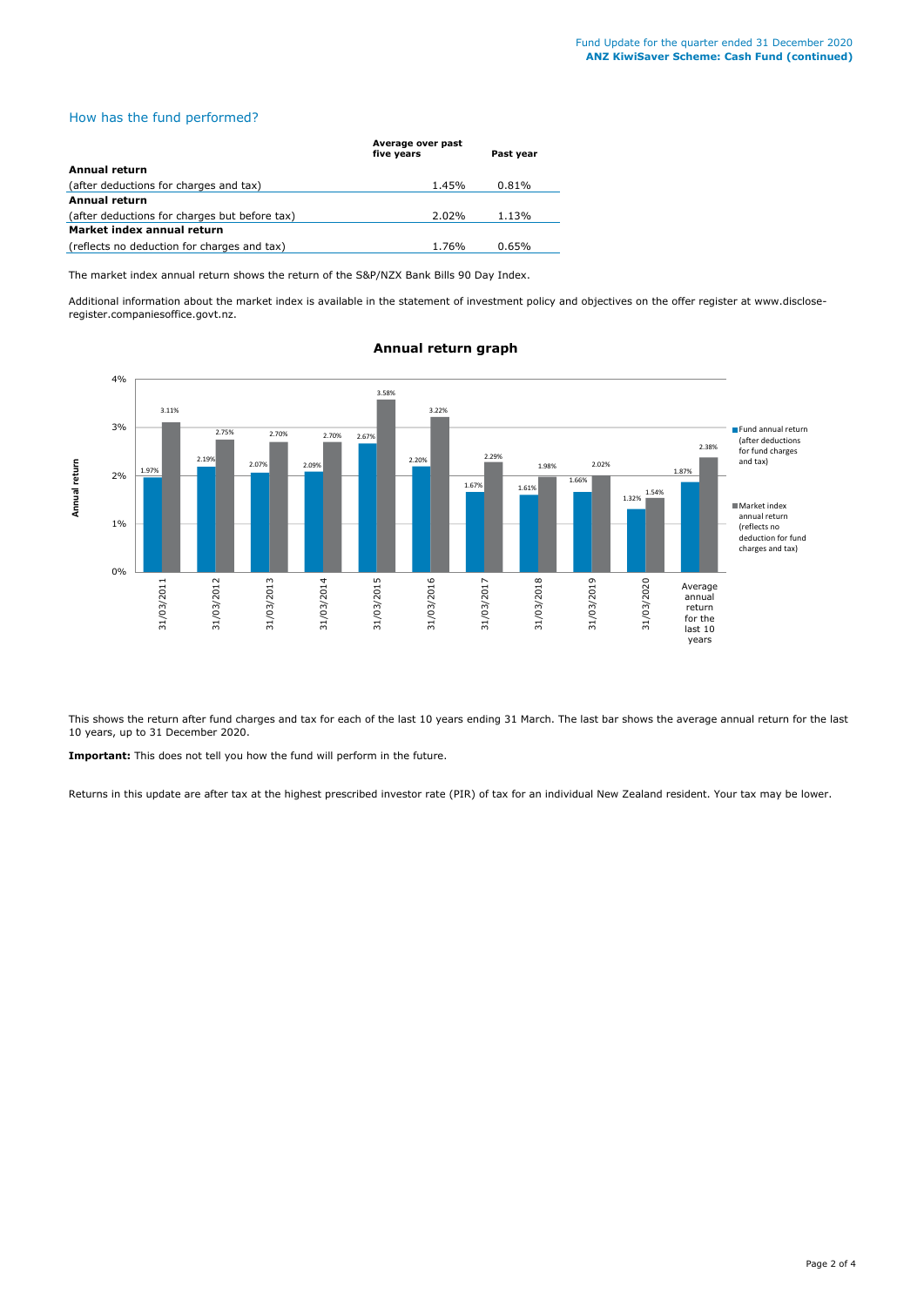## How has the fund performed?

| | Average over past five years | Past year |
|---|---|---|
| **Annual return** | | |
| (after deductions for charges and tax) | 1.45% | 0.81% |
| **Annual return** | | |
| (after deductions for charges but before tax) | 2.02% | 1.13% |
| **Market index annual return** | | |
| (reflects no deduction for charges and tax) | 1.76% | 0.65% |

The market index annual return shows the return of the S&P/NZX Bank Bills 90 Day Index.

Additional information about the market index is available in the statement of investment policy and objectives on the offer register at www.disclose-register.companiesoffice.govt.nz.

### Annual return graph

| | Fund annual return (after deductions for fund charges and tax) | Market index annual return (reflects no deduction for fund charges and tax) |
|---|---|---|
| 31/03/2011 | 1.97% | 3.11% |
| 31/03/2012 | 2.19% | 2.75% |
| 31/03/2013 | 2.07% | 2.70% |
| 31/03/2014 | 2.09% | 2.70% |
| 31/03/2015 | 2.67% | 3.58% |
| 31/03/2016 | 2.20% | 3.22% |
| 31/03/2017 | 1.67% | 2.29% |
| 31/03/2018 | 1.61% | 1.98% |
| 31/03/2019 | 1.66% | 2.02% |
| 31/03/2020 | 1.32% | 1.54% |
| Average annual return for the last 10 years | 1.87% | 2.38% |

This shows the return after fund charges and tax for each of the last 10 years ending 31 March. The last bar shows the average annual return for the last 10 years, up to 31 December 2020.

**Important:** This does not tell you how the fund will perform in the future.

Returns in this update are after tax at the highest prescribed investor rate (PIR) of tax for an individual New Zealand resident. Your tax may be lower.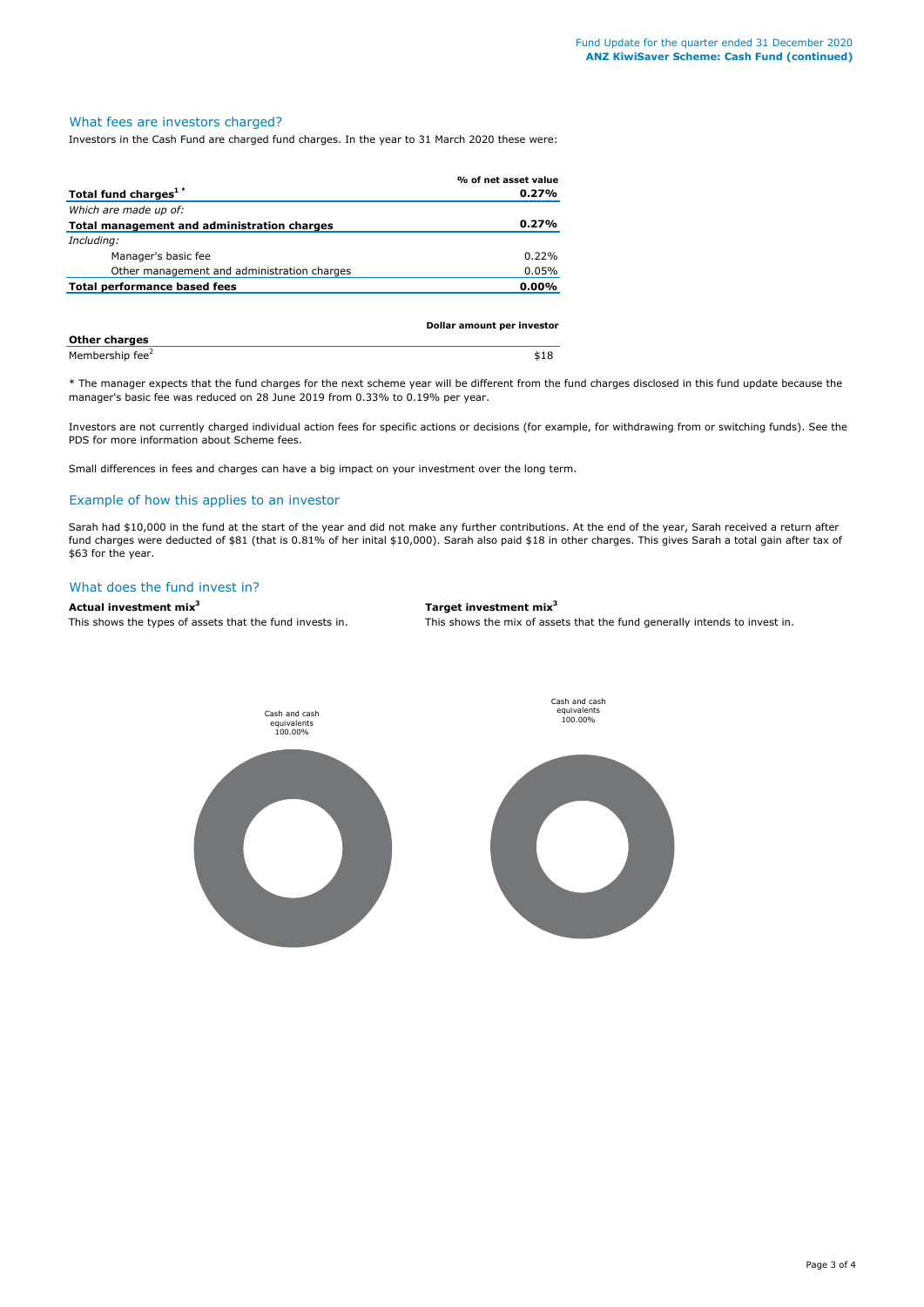## What fees are investors charged?

Investors in the Cash Fund are charged fund charges. In the year to 31 March 2020 these were:

| | % of net asset value |
|---|---|
| **Total fund charges[1] \*** | **0.27%** |
| *Which are made up of:* | |
| **Total management and administration charges** | **0.27%** |
| *Including:* | |
| Manager's basic fee | 0.22% |
| Other management and administration charges | 0.05% |
| **Total performance based fees** | **0.00%** |

| **Other charges** | **Dollar amount per investor** |
|---|---|
| Membership fee[2] | $18 |

\* The manager expects that the fund charges for the next scheme year will be different from the fund charges disclosed in this fund update because the manager's basic fee was reduced on 28 June 2019 from 0.33% to 0.19% per year.

Investors are not currently charged individual action fees for specific actions or decisions (for example, for withdrawing from or switching funds). See the PDS for more information about Scheme fees.

Small differences in fees and charges can have a big impact on your investment over the long term.

## Example of how this applies to an investor

Sarah had $10,000 in the fund at the start of the year and did not make any further contributions. At the end of the year, Sarah received a return after fund charges were deducted of $81 (that is 0.81% of her inital $10,000). Sarah also paid $18 in other charges. This gives Sarah a total gain after tax of $63 for the year.

## What does the fund invest in?

**Actual investment mix[3]**

This shows the types of assets that the fund invests in.

Cash and cash equivalents 100.00%

**Target investment mix[3]**

This shows the mix of assets that the fund generally intends to invest in.

Cash and cash equivalents 100.00%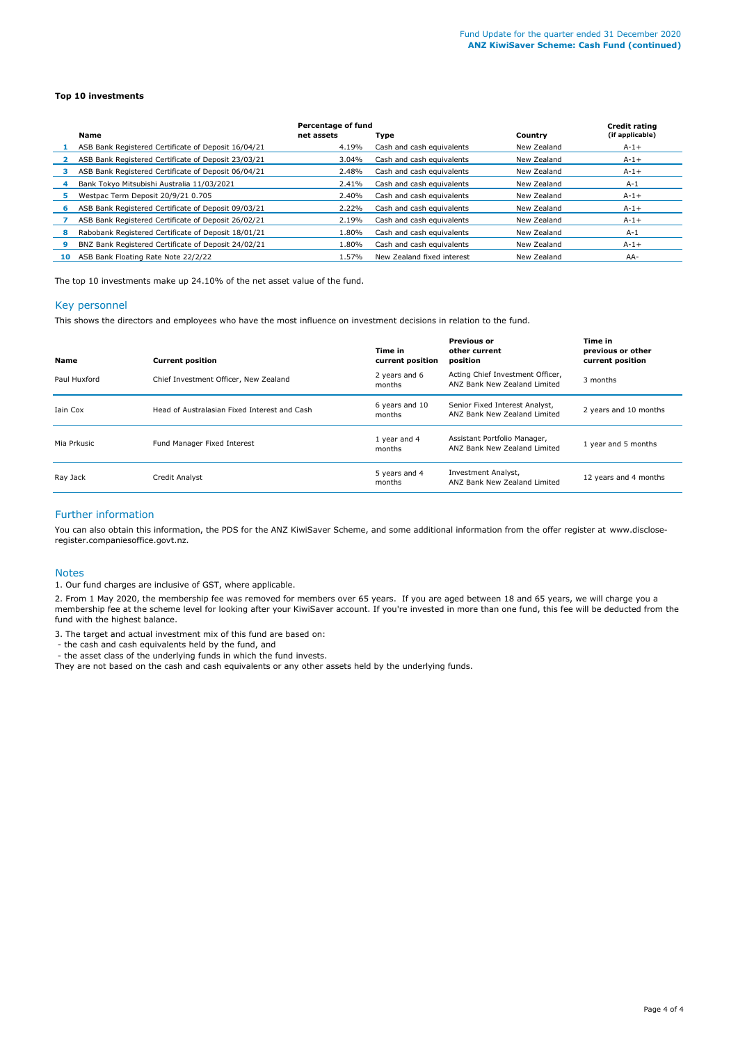### Top 10 investments

| | Name | Percentage of fund net assets | Type | Country | Credit rating (if applicable) |
|---|---|---|---|---|---|
| 1 | ASB Bank Registered Certificate of Deposit 16/04/21 | 4.19% | Cash and cash equivalents | New Zealand | A-1+ |
| 2 | ASB Bank Registered Certificate of Deposit 23/03/21 | 3.04% | Cash and cash equivalents | New Zealand | A-1+ |
| 3 | ASB Bank Registered Certificate of Deposit 06/04/21 | 2.48% | Cash and cash equivalents | New Zealand | A-1+ |
| 4 | Bank Tokyo Mitsubishi Australia 11/03/2021 | 2.41% | Cash and cash equivalents | New Zealand | A-1 |
| 5 | Westpac Term Deposit 20/9/21 0.705 | 2.40% | Cash and cash equivalents | New Zealand | A-1+ |
| 6 | ASB Bank Registered Certificate of Deposit 09/03/21 | 2.22% | Cash and cash equivalents | New Zealand | A-1+ |
| 7 | ASB Bank Registered Certificate of Deposit 26/02/21 | 2.19% | Cash and cash equivalents | New Zealand | A-1+ |
| 8 | Rabobank Registered Certificate of Deposit 18/01/21 | 1.80% | Cash and cash equivalents | New Zealand | A-1 |
| 9 | BNZ Bank Registered Certificate of Deposit 24/02/21 | 1.80% | Cash and cash equivalents | New Zealand | A-1+ |
| 10 | ASB Bank Floating Rate Note 22/2/22 | 1.57% | New Zealand fixed interest | New Zealand | AA- |

The top 10 investments make up 24.10% of the net asset value of the fund.

## Key personnel

This shows the directors and employees who have the most influence on investment decisions in relation to the fund.

| Name | Current position | Time in current position | Previous or other current position | Time in previous or other current position |
|---|---|---|---|---|
| Paul Huxford | Chief Investment Officer, New Zealand | 2 years and 6 months | Acting Chief Investment Officer, ANZ Bank New Zealand Limited | 3 months |
| Iain Cox | Head of Australasian Fixed Interest and Cash | 6 years and 10 months | Senior Fixed Interest Analyst, ANZ Bank New Zealand Limited | 2 years and 10 months |
| Mia Prkusic | Fund Manager Fixed Interest | 1 year and 4 months | Assistant Portfolio Manager, ANZ Bank New Zealand Limited | 1 year and 5 months |
| Ray Jack | Credit Analyst | 5 years and 4 months | Investment Analyst, ANZ Bank New Zealand Limited | 12 years and 4 months |

## Further information

You can also obtain this information, the PDS for the ANZ KiwiSaver Scheme, and some additional information from the offer register at www.disclose-register.companiesoffice.govt.nz.

## Notes

1. Our fund charges are inclusive of GST, where applicable.

2. From 1 May 2020, the membership fee was removed for members over 65 years. If you are aged between 18 and 65 years, we will charge you a membership fee at the scheme level for looking after your KiwiSaver account. If you're invested in more than one fund, this fee will be deducted from the fund with the highest balance.

3. The target and actual investment mix of this fund are based on:
- the cash and cash equivalents held by the fund, and
- the asset class of the underlying funds in which the fund invests.

They are not based on the cash and cash equivalents or any other assets held by the underlying funds.